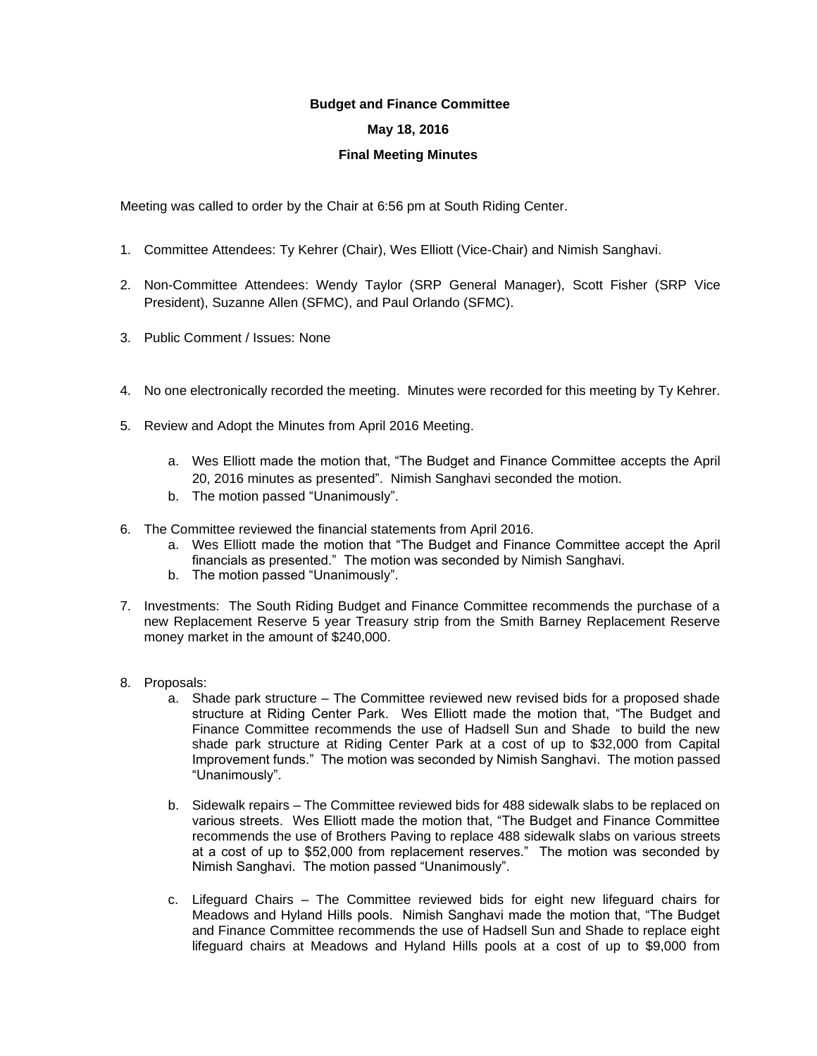**Budget and Finance Committee**

**May 18, 2016**

**Final Meeting Minutes**

Meeting was called to order by the Chair at 6:56 pm at South Riding Center.

1. Committee Attendees: Ty Kehrer (Chair), Wes Elliott (Vice-Chair) and Nimish Sanghavi.

2. Non-Committee Attendees: Wendy Taylor (SRP General Manager), Scott Fisher (SRP Vice President), Suzanne Allen (SFMC), and Paul Orlando (SFMC).

3. Public Comment / Issues: None

4. No one electronically recorded the meeting. Minutes were recorded for this meeting by Ty Kehrer.

5. Review and Adopt the Minutes from April 2016 Meeting.

   a. Wes Elliott made the motion that, "The Budget and Finance Committee accepts the April 20, 2016 minutes as presented". Nimish Sanghavi seconded the motion.
   b. The motion passed "Unanimously".

6. The Committee reviewed the financial statements from April 2016.
   a. Wes Elliott made the motion that "The Budget and Finance Committee accept the April financials as presented." The motion was seconded by Nimish Sanghavi.
   b. The motion passed "Unanimously".

7. Investments: The South Riding Budget and Finance Committee recommends the purchase of a new Replacement Reserve 5 year Treasury strip from the Smith Barney Replacement Reserve money market in the amount of $240,000.

8. Proposals:
   a. Shade park structure – The Committee reviewed new revised bids for a proposed shade structure at Riding Center Park. Wes Elliott made the motion that, "The Budget and Finance Committee recommends the use of Hadsell Sun and Shade to build the new shade park structure at Riding Center Park at a cost of up to $32,000 from Capital Improvement funds." The motion was seconded by Nimish Sanghavi. The motion passed "Unanimously".

   b. Sidewalk repairs – The Committee reviewed bids for 488 sidewalk slabs to be replaced on various streets. Wes Elliott made the motion that, "The Budget and Finance Committee recommends the use of Brothers Paving to replace 488 sidewalk slabs on various streets at a cost of up to $52,000 from replacement reserves." The motion was seconded by Nimish Sanghavi. The motion passed "Unanimously".

   c. Lifeguard Chairs – The Committee reviewed bids for eight new lifeguard chairs for Meadows and Hyland Hills pools. Nimish Sanghavi made the motion that, "The Budget and Finance Committee recommends the use of Hadsell Sun and Shade to replace eight lifeguard chairs at Meadows and Hyland Hills pools at a cost of up to $9,000 from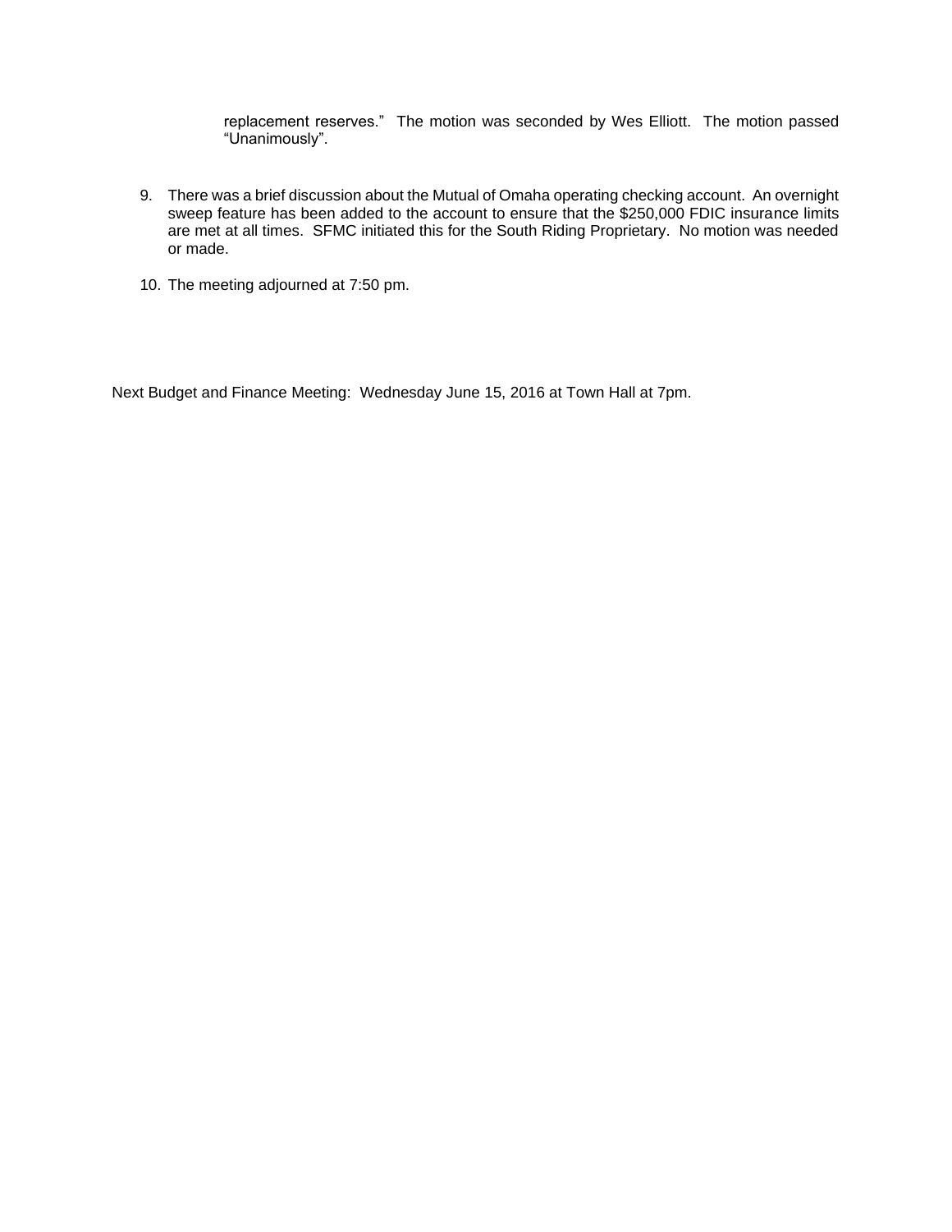replacement reserves." The motion was seconded by Wes Elliott. The motion passed "Unanimously".

9. There was a brief discussion about the Mutual of Omaha operating checking account. An overnight sweep feature has been added to the account to ensure that the $250,000 FDIC insurance limits are met at all times. SFMC initiated this for the South Riding Proprietary. No motion was needed or made.

10. The meeting adjourned at 7:50 pm.

Next Budget and Finance Meeting: Wednesday June 15, 2016 at Town Hall at 7pm.